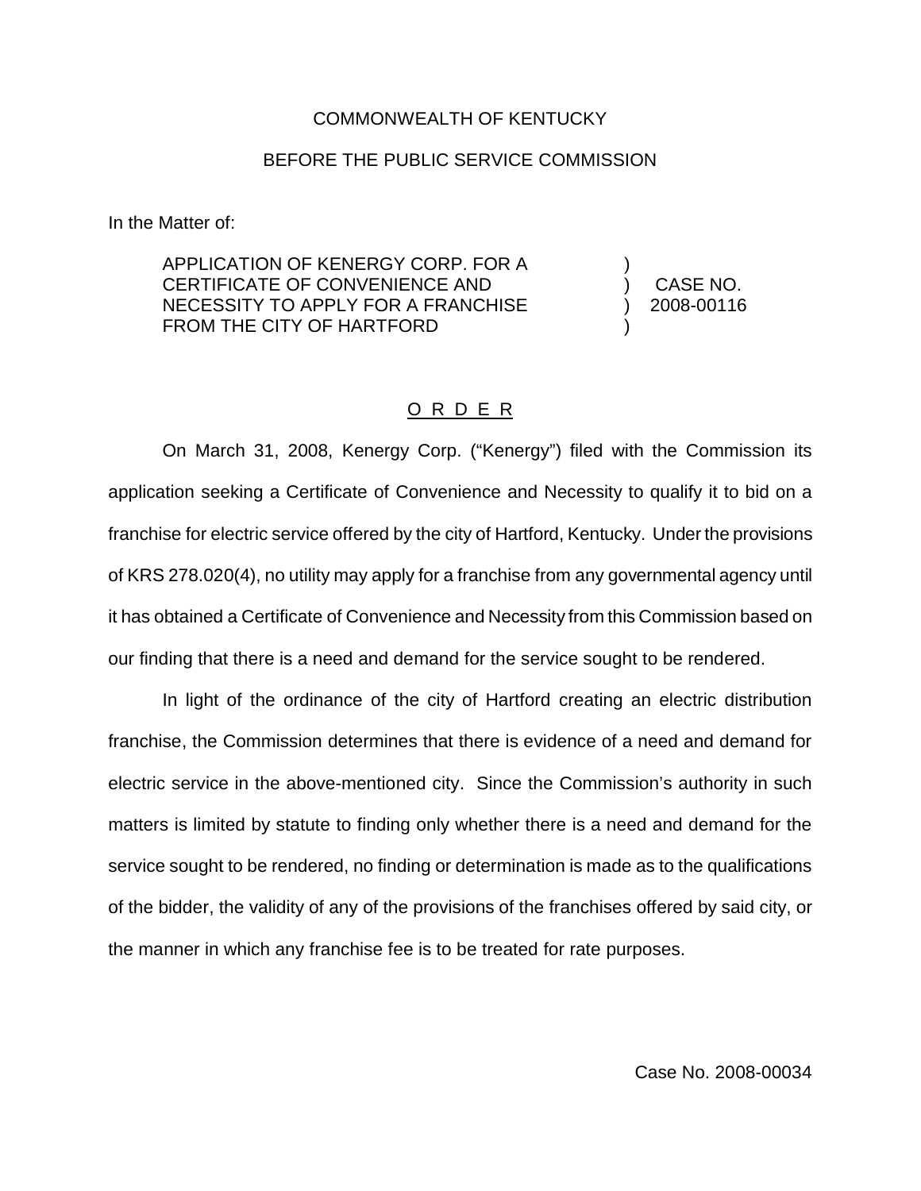COMMONWEALTH OF KENTUCKY

BEFORE THE PUBLIC SERVICE COMMISSION

In the Matter of:

| | | |
|---|---|---|
| APPLICATION OF KENERGY CORP. FOR A CERTIFICATE OF CONVENIENCE AND NECESSITY TO APPLY FOR A FRANCHISE FROM THE CITY OF HARTFORD | ) ) ) ) | CASE NO. 2008-00116 |

## ORDER

On March 31, 2008, Kenergy Corp. ("Kenergy") filed with the Commission its application seeking a Certificate of Convenience and Necessity to qualify it to bid on a franchise for electric service offered by the city of Hartford, Kentucky. Under the provisions of KRS 278.020(4), no utility may apply for a franchise from any governmental agency until it has obtained a Certificate of Convenience and Necessity from this Commission based on our finding that there is a need and demand for the service sought to be rendered.

In light of the ordinance of the city of Hartford creating an electric distribution franchise, the Commission determines that there is evidence of a need and demand for electric service in the above-mentioned city. Since the Commission's authority in such matters is limited by statute to finding only whether there is a need and demand for the service sought to be rendered, no finding or determination is made as to the qualifications of the bidder, the validity of any of the provisions of the franchises offered by said city, or the manner in which any franchise fee is to be treated for rate purposes.

Case No. 2008-00034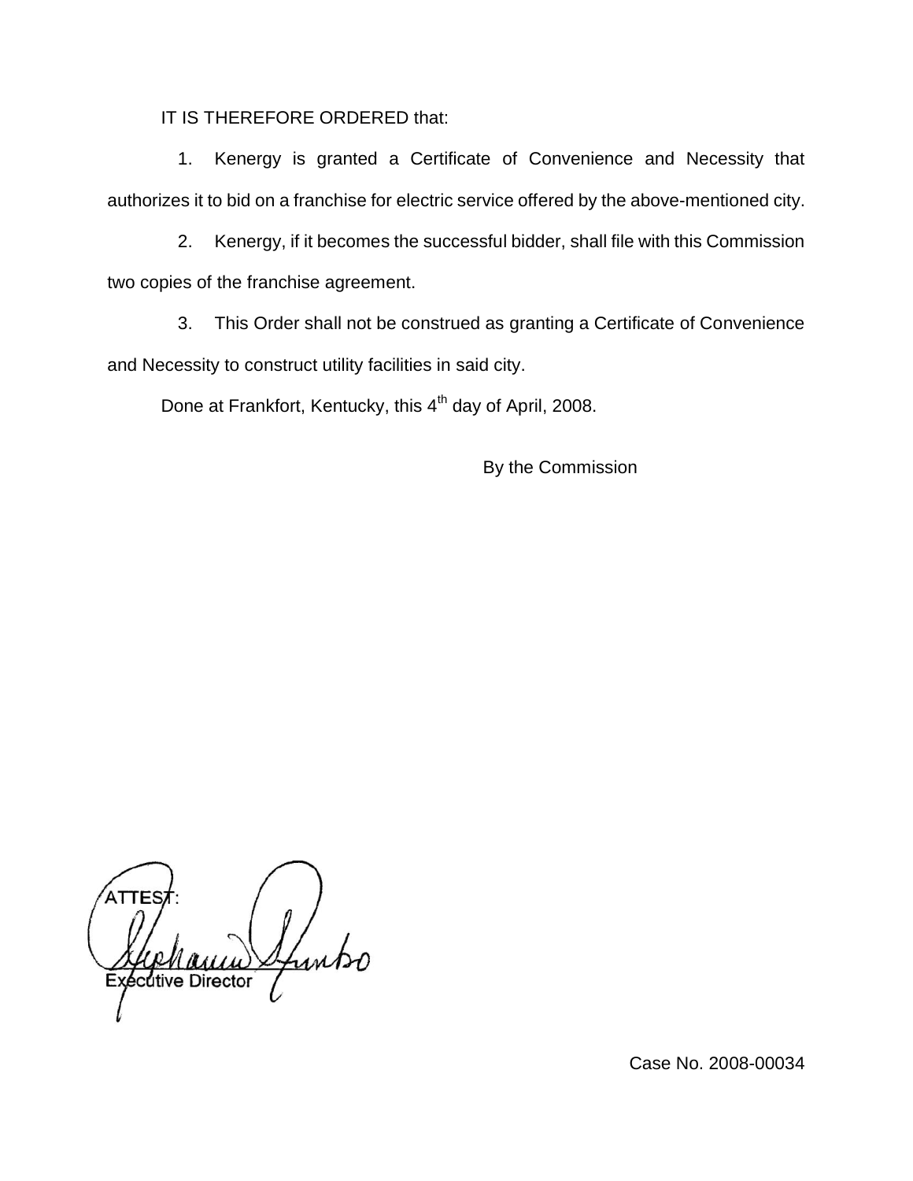IT IS THEREFORE ORDERED that:

1. Kenergy is granted a Certificate of Convenience and Necessity that authorizes it to bid on a franchise for electric service offered by the above-mentioned city.

2. Kenergy, if it becomes the successful bidder, shall file with this Commission two copies of the franchise agreement.

3. This Order shall not be construed as granting a Certificate of Convenience and Necessity to construct utility facilities in said city.

Done at Frankfort, Kentucky, this 4th day of April, 2008.

By the Commission

ATTEST:

Executive Director

Case No. 2008-00034